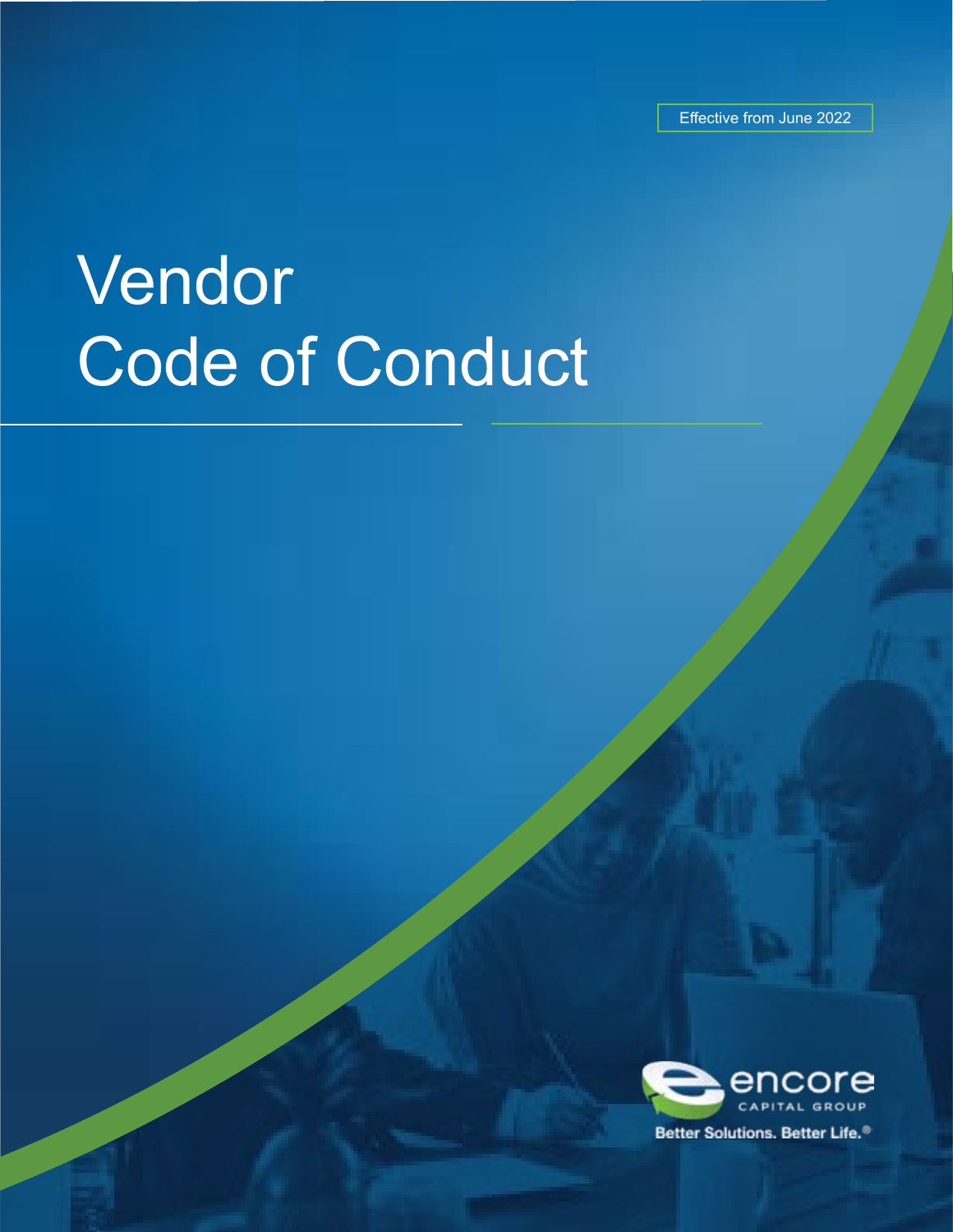Effective from June 2022

# Vendor Code of Conduct

encore
CAPITAL GROUP

Better Solutions. Better Life.®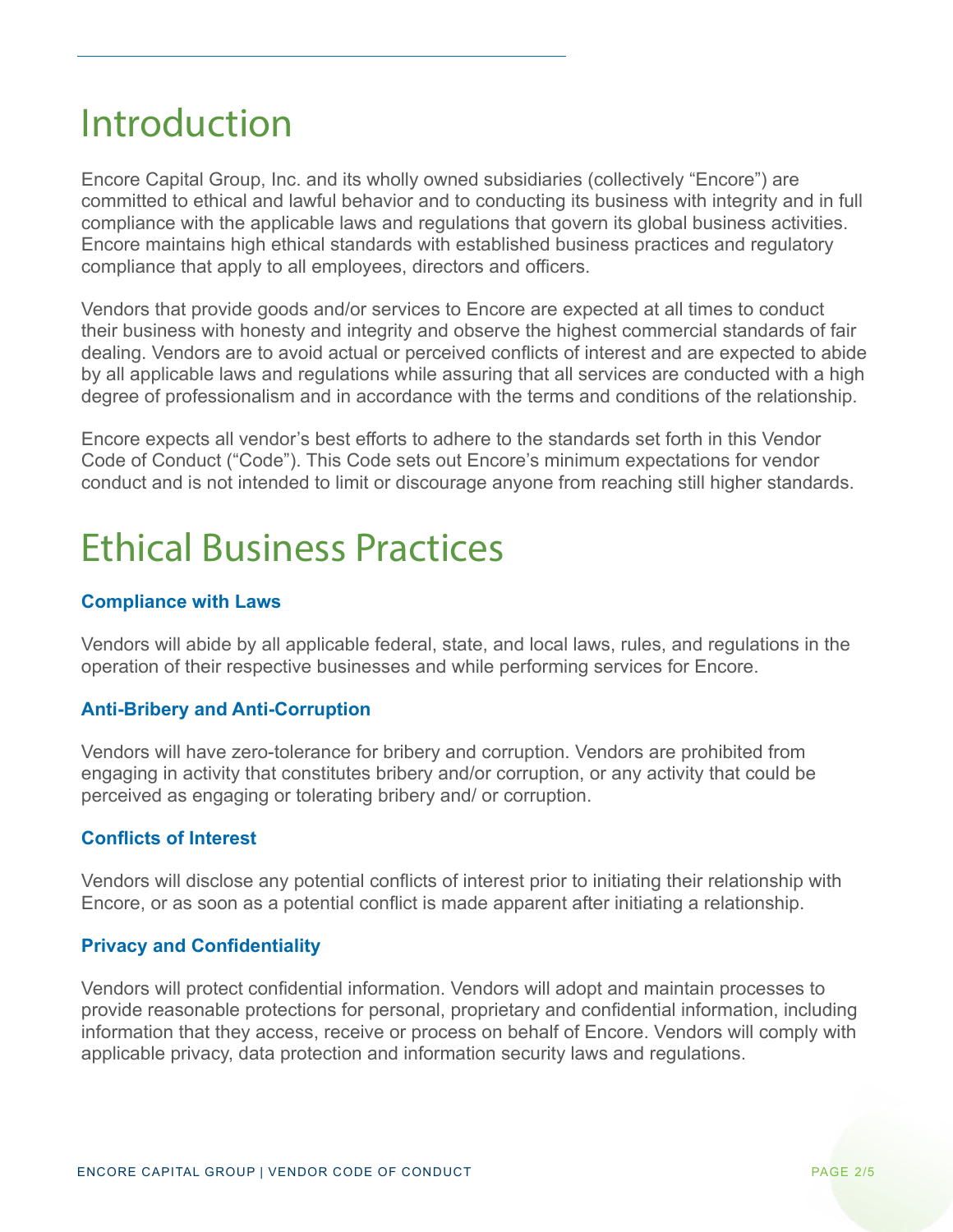# Introduction

Encore Capital Group, Inc. and its wholly owned subsidiaries (collectively "Encore") are committed to ethical and lawful behavior and to conducting its business with integrity and in full compliance with the applicable laws and regulations that govern its global business activities. Encore maintains high ethical standards with established business practices and regulatory compliance that apply to all employees, directors and officers.

Vendors that provide goods and/or services to Encore are expected at all times to conduct their business with honesty and integrity and observe the highest commercial standards of fair dealing. Vendors are to avoid actual or perceived conflicts of interest and are expected to abide by all applicable laws and regulations while assuring that all services are conducted with a high degree of professionalism and in accordance with the terms and conditions of the relationship.

Encore expects all vendor's best efforts to adhere to the standards set forth in this Vendor Code of Conduct ("Code"). This Code sets out Encore's minimum expectations for vendor conduct and is not intended to limit or discourage anyone from reaching still higher standards.

# Ethical Business Practices

### Compliance with Laws

Vendors will abide by all applicable federal, state, and local laws, rules, and regulations in the operation of their respective businesses and while performing services for Encore.

### Anti-Bribery and Anti-Corruption

Vendors will have zero-tolerance for bribery and corruption. Vendors are prohibited from engaging in activity that constitutes bribery and/or corruption, or any activity that could be perceived as engaging or tolerating bribery and/ or corruption.

### Conflicts of Interest

Vendors will disclose any potential conflicts of interest prior to initiating their relationship with Encore, or as soon as a potential conflict is made apparent after initiating a relationship.

### Privacy and Confidentiality

Vendors will protect confidential information. Vendors will adopt and maintain processes to provide reasonable protections for personal, proprietary and confidential information, including information that they access, receive or process on behalf of Encore. Vendors will comply with applicable privacy, data protection and information security laws and regulations.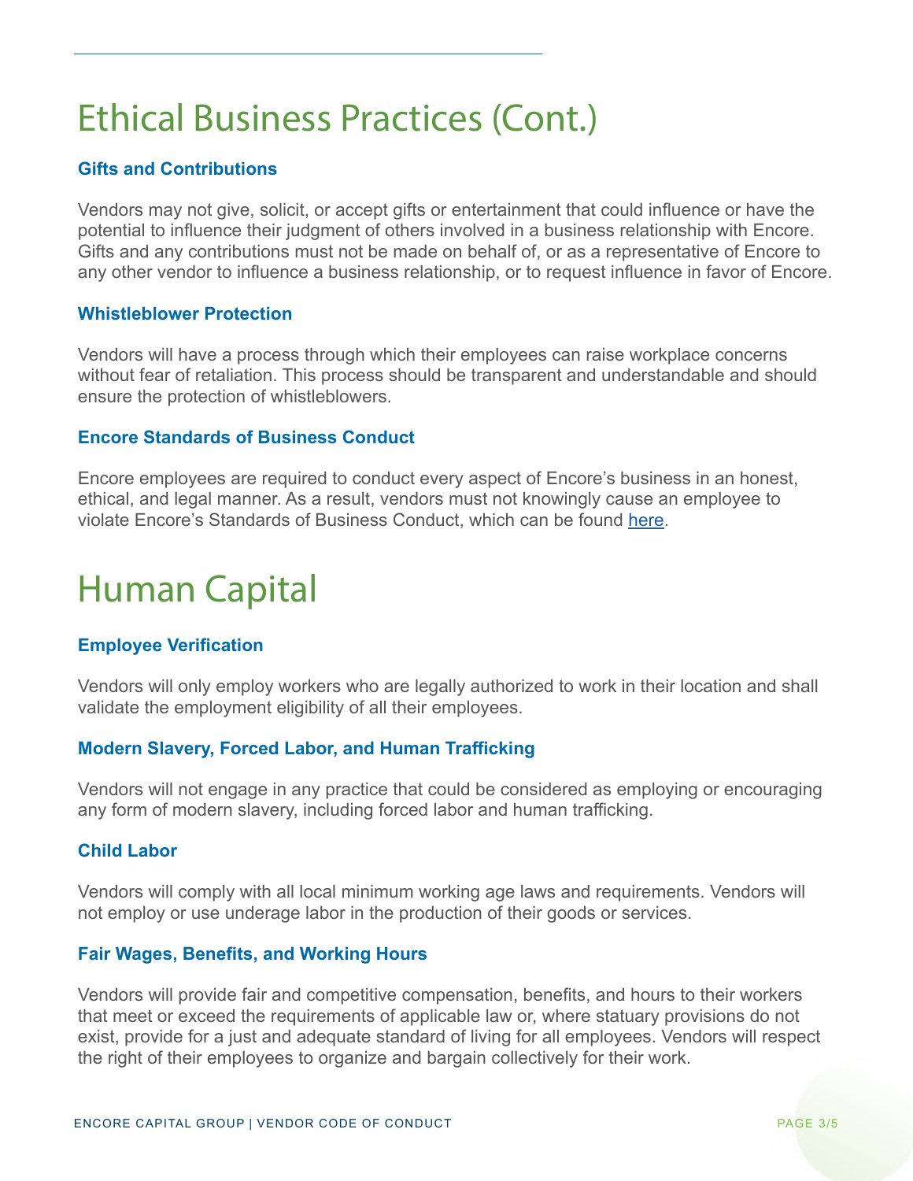# Ethical Business Practices (Cont.)

### Gifts and Contributions

Vendors may not give, solicit, or accept gifts or entertainment that could influence or have the potential to influence their judgment of others involved in a business relationship with Encore. Gifts and any contributions must not be made on behalf of, or as a representative of Encore to any other vendor to influence a business relationship, or to request influence in favor of Encore.

### Whistleblower Protection

Vendors will have a process through which their employees can raise workplace concerns without fear of retaliation. This process should be transparent and understandable and should ensure the protection of whistleblowers.

### Encore Standards of Business Conduct

Encore employees are required to conduct every aspect of Encore's business in an honest, ethical, and legal manner. As a result, vendors must not knowingly cause an employee to violate Encore's Standards of Business Conduct, which can be found here.

# Human Capital

### Employee Verification

Vendors will only employ workers who are legally authorized to work in their location and shall validate the employment eligibility of all their employees.

### Modern Slavery, Forced Labor, and Human Trafficking

Vendors will not engage in any practice that could be considered as employing or encouraging any form of modern slavery, including forced labor and human trafficking.

### Child Labor

Vendors will comply with all local minimum working age laws and requirements. Vendors will not employ or use underage labor in the production of their goods or services.

### Fair Wages, Benefits, and Working Hours

Vendors will provide fair and competitive compensation, benefits, and hours to their workers that meet or exceed the requirements of applicable law or, where statuary provisions do not exist, provide for a just and adequate standard of living for all employees. Vendors will respect the right of their employees to organize and bargain collectively for their work.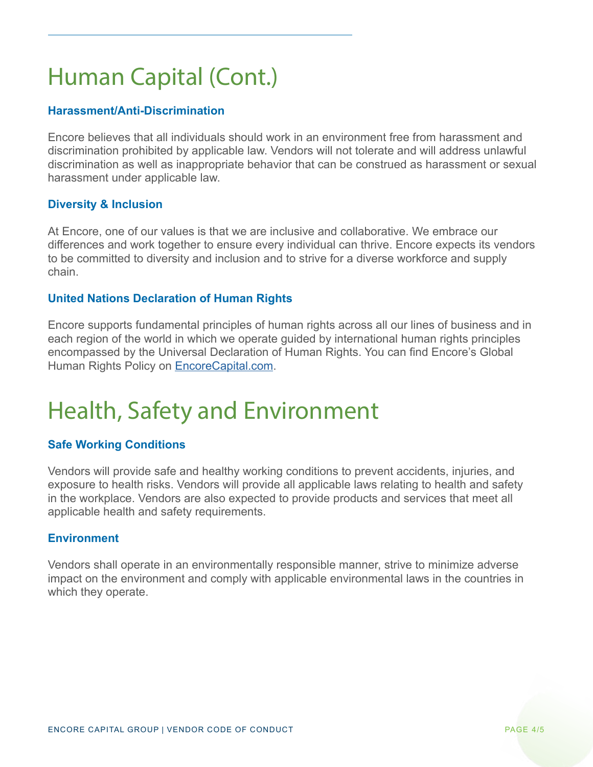# Human Capital (Cont.)

### Harassment/Anti-Discrimination

Encore believes that all individuals should work in an environment free from harassment and discrimination prohibited by applicable law. Vendors will not tolerate and will address unlawful discrimination as well as inappropriate behavior that can be construed as harassment or sexual harassment under applicable law.

### Diversity & Inclusion

At Encore, one of our values is that we are inclusive and collaborative. We embrace our differences and work together to ensure every individual can thrive. Encore expects its vendors to be committed to diversity and inclusion and to strive for a diverse workforce and supply chain.

### United Nations Declaration of Human Rights

Encore supports fundamental principles of human rights across all our lines of business and in each region of the world in which we operate guided by international human rights principles encompassed by the Universal Declaration of Human Rights. You can find Encore's Global Human Rights Policy on [EncoreCapital.com](EncoreCapital.com).

# Health, Safety and Environment

### Safe Working Conditions

Vendors will provide safe and healthy working conditions to prevent accidents, injuries, and exposure to health risks. Vendors will provide all applicable laws relating to health and safety in the workplace. Vendors are also expected to provide products and services that meet all applicable health and safety requirements.

### Environment

Vendors shall operate in an environmentally responsible manner, strive to minimize adverse impact on the environment and comply with applicable environmental laws in the countries in which they operate.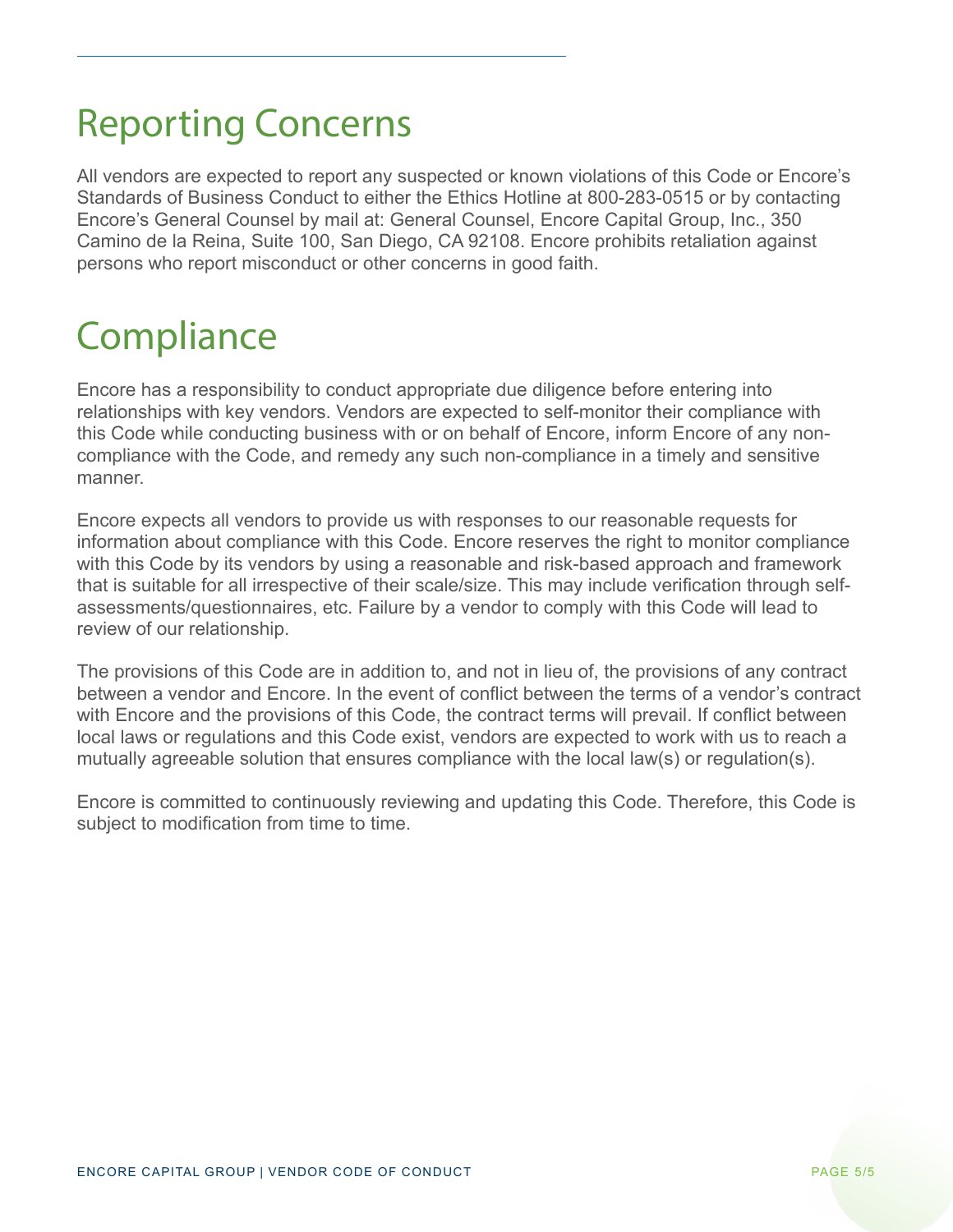# Reporting Concerns

All vendors are expected to report any suspected or known violations of this Code or Encore's Standards of Business Conduct to either the Ethics Hotline at 800-283-0515 or by contacting Encore's General Counsel by mail at: General Counsel, Encore Capital Group, Inc., 350 Camino de la Reina, Suite 100, San Diego, CA 92108. Encore prohibits retaliation against persons who report misconduct or other concerns in good faith.

# Compliance

Encore has a responsibility to conduct appropriate due diligence before entering into relationships with key vendors. Vendors are expected to self-monitor their compliance with this Code while conducting business with or on behalf of Encore, inform Encore of any non-compliance with the Code, and remedy any such non-compliance in a timely and sensitive manner.

Encore expects all vendors to provide us with responses to our reasonable requests for information about compliance with this Code. Encore reserves the right to monitor compliance with this Code by its vendors by using a reasonable and risk-based approach and framework that is suitable for all irrespective of their scale/size. This may include verification through self-assessments/questionnaires, etc. Failure by a vendor to comply with this Code will lead to review of our relationship.

The provisions of this Code are in addition to, and not in lieu of, the provisions of any contract between a vendor and Encore. In the event of conflict between the terms of a vendor's contract with Encore and the provisions of this Code, the contract terms will prevail. If conflict between local laws or regulations and this Code exist, vendors are expected to work with us to reach a mutually agreeable solution that ensures compliance with the local law(s) or regulation(s).

Encore is committed to continuously reviewing and updating this Code. Therefore, this Code is subject to modification from time to time.